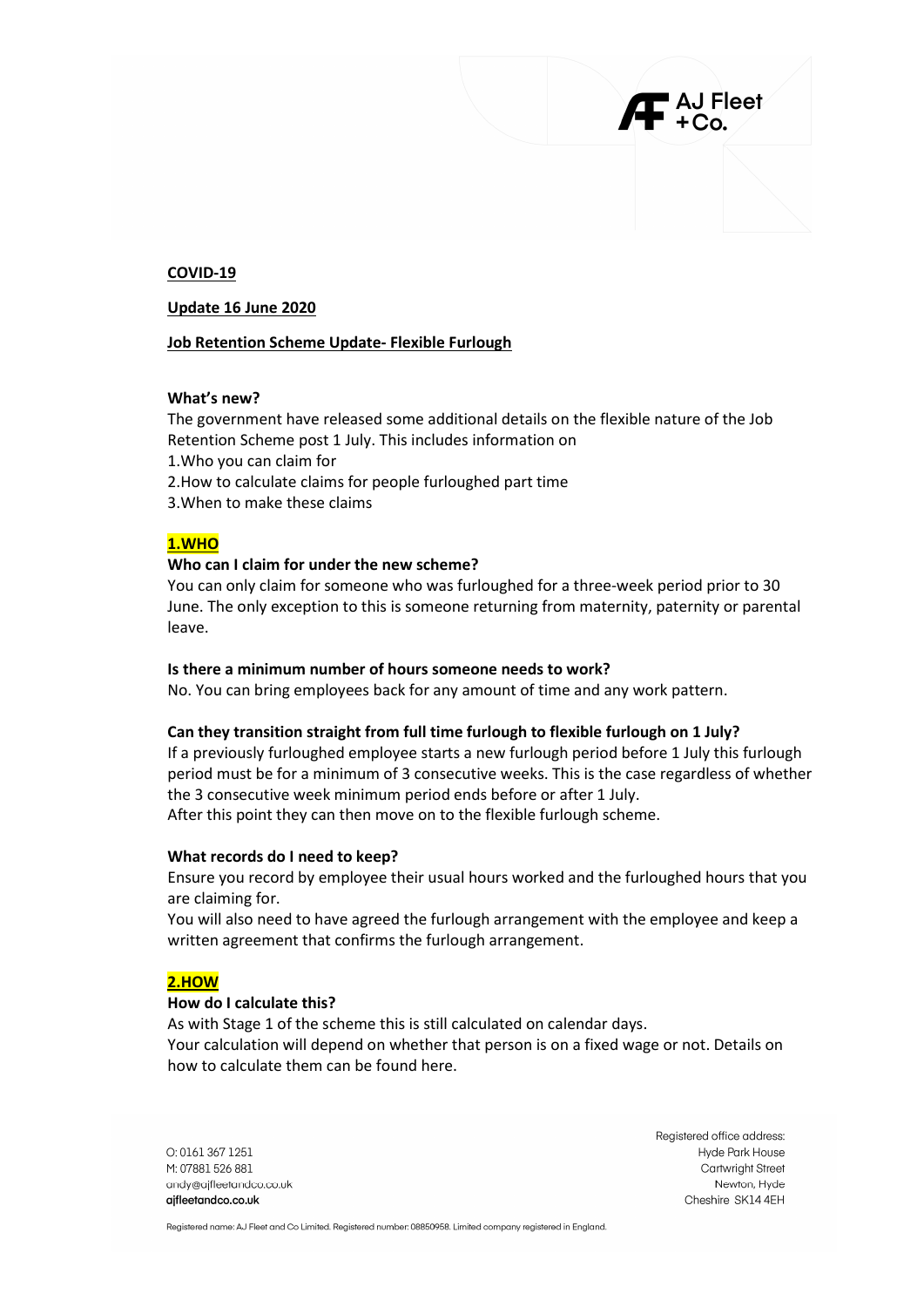**COVID-19**

**Update 16 June 2020**

**Job Retention Scheme Update- Flexible Furlough**

**What's new?**

The government have released some additional details on the flexible nature of the Job Retention Scheme post 1 July. This includes information on

1.Who you can claim for
2.How to calculate claims for people furloughed part time
3.When to make these claims

**1.WHO**

**Who can I claim for under the new scheme?**

You can only claim for someone who was furloughed for a three-week period prior to 30 June. The only exception to this is someone returning from maternity, paternity or parental leave.

**Is there a minimum number of hours someone needs to work?**

No. You can bring employees back for any amount of time and any work pattern.

**Can they transition straight from full time furlough to flexible furlough on 1 July?**

If a previously furloughed employee starts a new furlough period before 1 July this furlough period must be for a minimum of 3 consecutive weeks. This is the case regardless of whether the 3 consecutive week minimum period ends before or after 1 July.
After this point they can then move on to the flexible furlough scheme.

**What records do I need to keep?**

Ensure you record by employee their usual hours worked and the furloughed hours that you are claiming for.
You will also need to have agreed the furlough arrangement with the employee and keep a written agreement that confirms the furlough arrangement.

**2.HOW**

**How do I calculate this?**

As with Stage 1 of the scheme this is still calculated on calendar days.
Your calculation will depend on whether that person is on a fixed wage or not. Details on how to calculate them can be found here.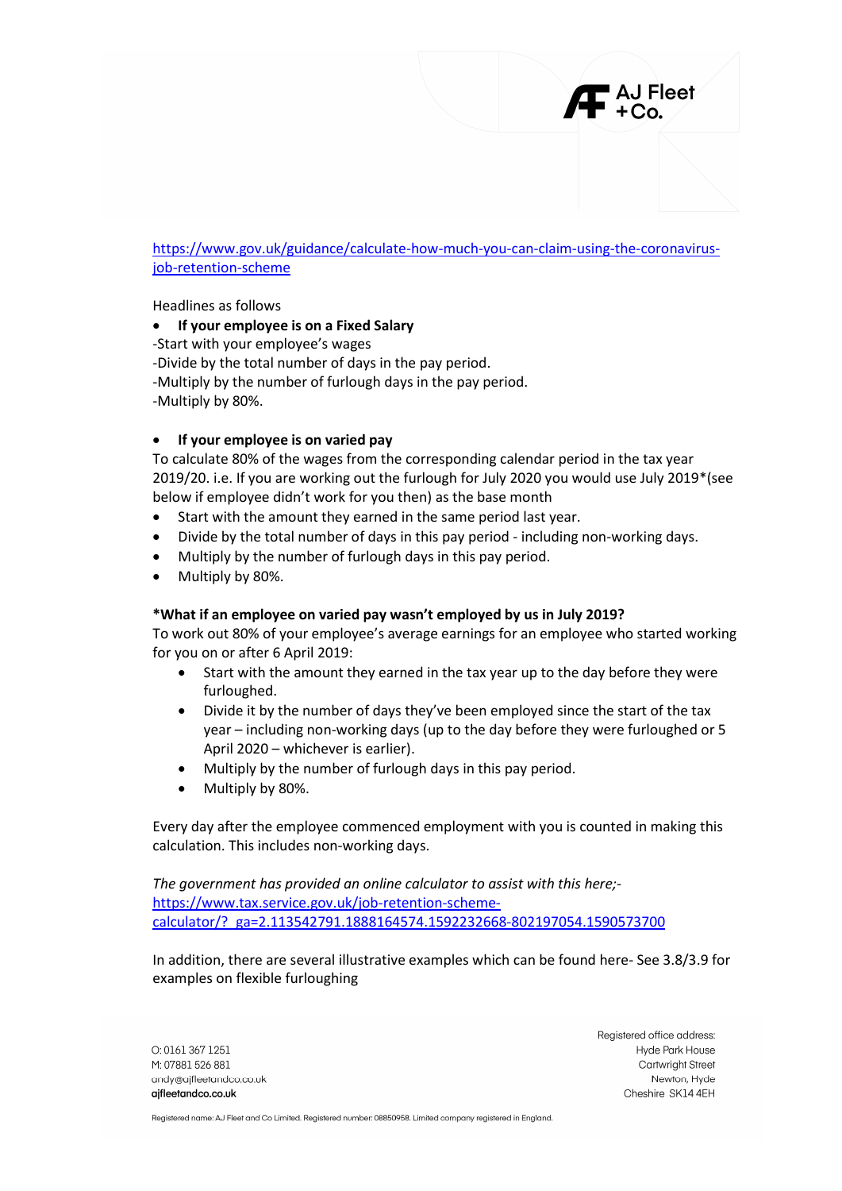https://www.gov.uk/guidance/calculate-how-much-you-can-claim-using-the-coronavirus-job-retention-scheme

Headlines as follows

- **If your employee is on a Fixed Salary**

-Start with your employee's wages
-Divide by the total number of days in the pay period.
-Multiply by the number of furlough days in the pay period.
-Multiply by 80%.

- **If your employee is on varied pay**

To calculate 80% of the wages from the corresponding calendar period in the tax year 2019/20. i.e. If you are working out the furlough for July 2020 you would use July 2019*(see below if employee didn't work for you then) as the base month

- Start with the amount they earned in the same period last year.
- Divide by the total number of days in this pay period - including non-working days.
- Multiply by the number of furlough days in this pay period.
- Multiply by 80%.

**\*What if an employee on varied pay wasn't employed by us in July 2019?**

To work out 80% of your employee's average earnings for an employee who started working for you on or after 6 April 2019:

- Start with the amount they earned in the tax year up to the day before they were furloughed.
- Divide it by the number of days they've been employed since the start of the tax year – including non-working days (up to the day before they were furloughed or 5 April 2020 – whichever is earlier).
- Multiply by the number of furlough days in this pay period.
- Multiply by 80%.

Every day after the employee commenced employment with you is counted in making this calculation. This includes non-working days.

*The government has provided an online calculator to assist with this here;-*
https://www.tax.service.gov.uk/job-retention-scheme-calculator/?_ga=2.113542791.1888164574.1592232668-802197054.1590573700

In addition, there are several illustrative examples which can be found here- See 3.8/3.9 for examples on flexible furloughing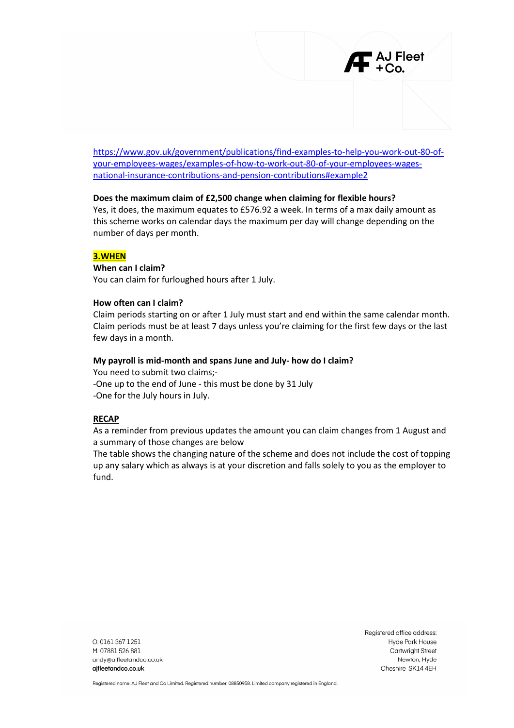https://www.gov.uk/government/publications/find-examples-to-help-you-work-out-80-of-your-employees-wages/examples-of-how-to-work-out-80-of-your-employees-wages-national-insurance-contributions-and-pension-contributions#example2

**Does the maximum claim of £2,500 change when claiming for flexible hours?**
Yes, it does, the maximum equates to £576.92 a week. In terms of a max daily amount as this scheme works on calendar days the maximum per day will change depending on the number of days per month.

## 3.WHEN

**When can I claim?**
You can claim for furloughed hours after 1 July.

**How often can I claim?**
Claim periods starting on or after 1 July must start and end within the same calendar month. Claim periods must be at least 7 days unless you're claiming for the first few days or the last few days in a month.

**My payroll is mid-month and spans June and July- how do I claim?**
You need to submit two claims;-
-One up to the end of June - this must be done by 31 July
-One for the July hours in July.

**RECAP**

As a reminder from previous updates the amount you can claim changes from 1 August and a summary of those changes are below
The table shows the changing nature of the scheme and does not include the cost of topping up any salary which as always is at your discretion and falls solely to you as the employer to fund.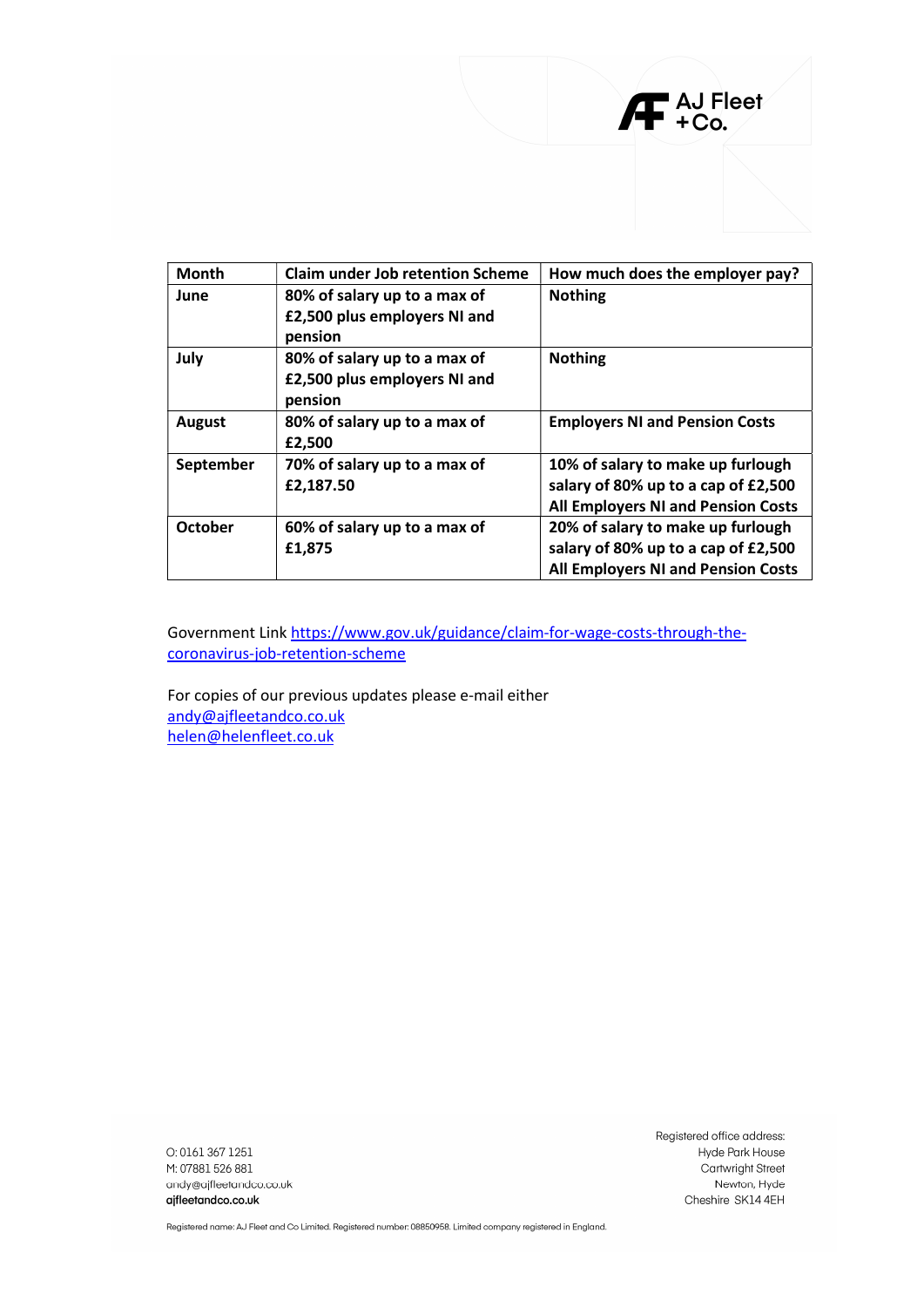| Month | Claim under Job retention Scheme | How much does the employer pay? |
|---|---|---|
| **June** | **80% of salary up to a max of £2,500 plus employers NI and pension** | **Nothing** |
| **July** | **80% of salary up to a max of £2,500 plus employers NI and pension** | **Nothing** |
| **August** | **80% of salary up to a max of £2,500** | **Employers NI and Pension Costs** |
| **September** | **70% of salary up to a max of £2,187.50** | **10% of salary to make up furlough salary of 80% up to a cap of £2,500 All Employers NI and Pension Costs** |
| **October** | **60% of salary up to a max of £1,875** | **20% of salary to make up furlough salary of 80% up to a cap of £2,500 All Employers NI and Pension Costs** |

Government Link https://www.gov.uk/guidance/claim-for-wage-costs-through-the-coronavirus-job-retention-scheme

For copies of our previous updates please e-mail either
andy@ajfleetandco.co.uk
helen@helenfleet.co.uk